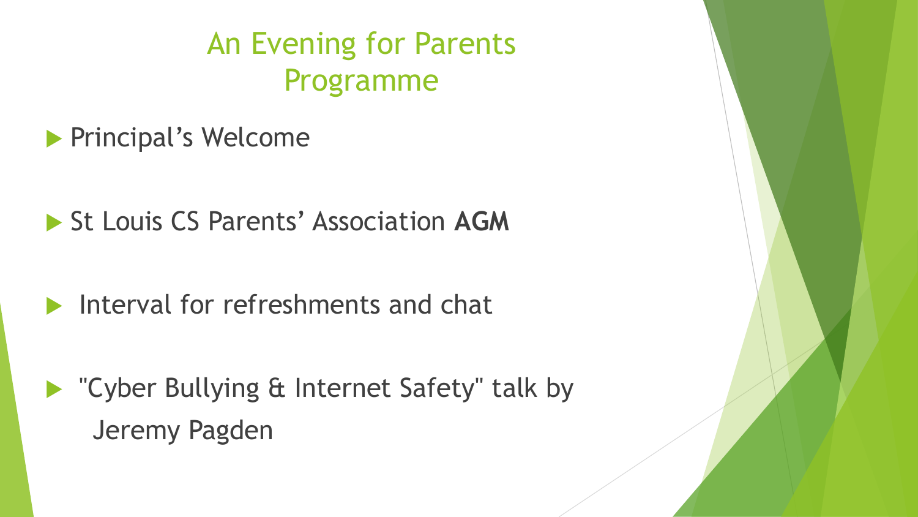# An Evening for Parents Programme

- Principal's Welcome
- St Louis CS Parents' Association **AGM**
- Interval for refreshments and chat
- "Cyber Bullying & Internet Safety" talk by Jeremy Pagden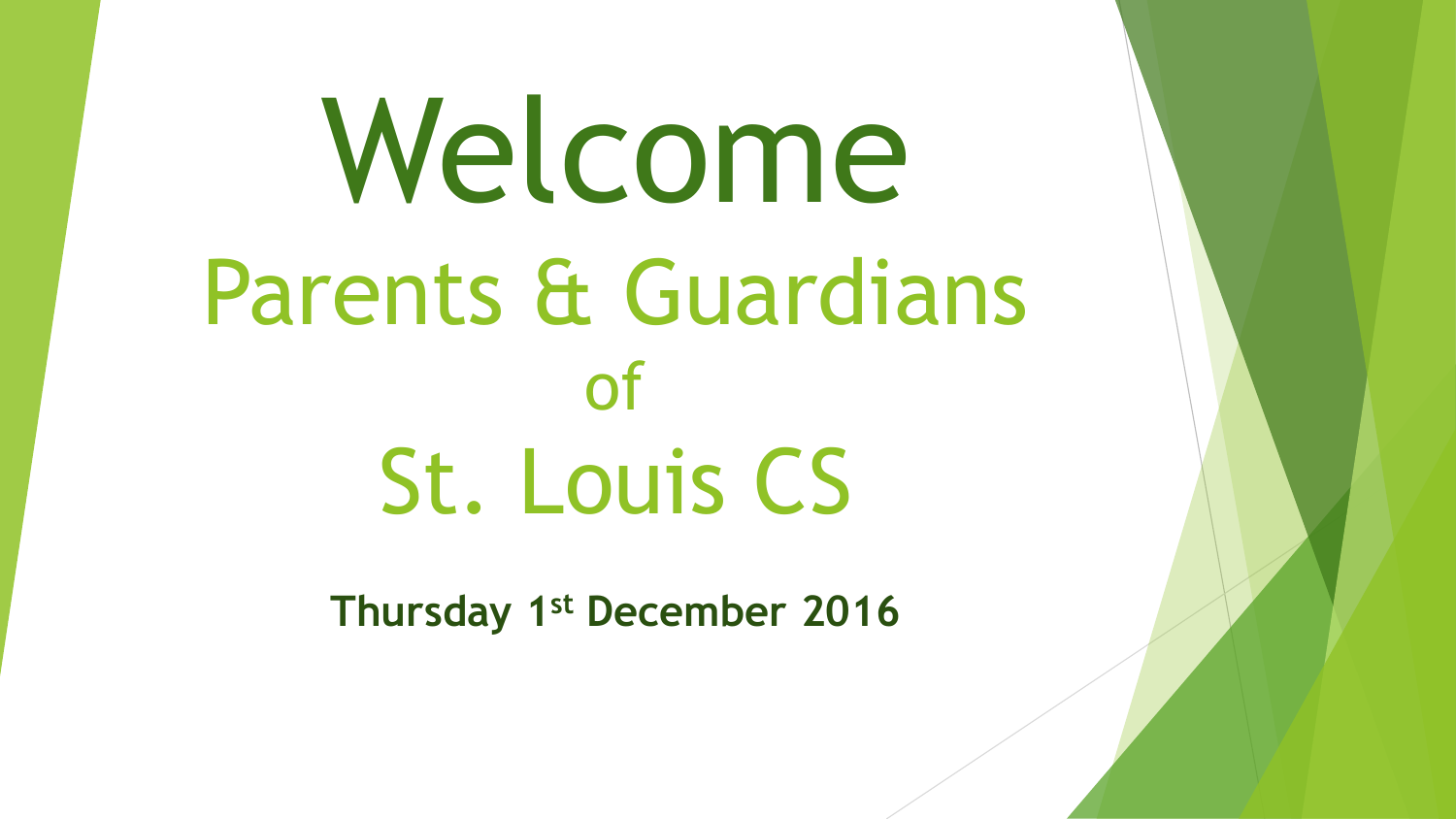# Welcome

## Parents & Guardians

## of

## St. Louis CS

**Thursday 1st December 2016**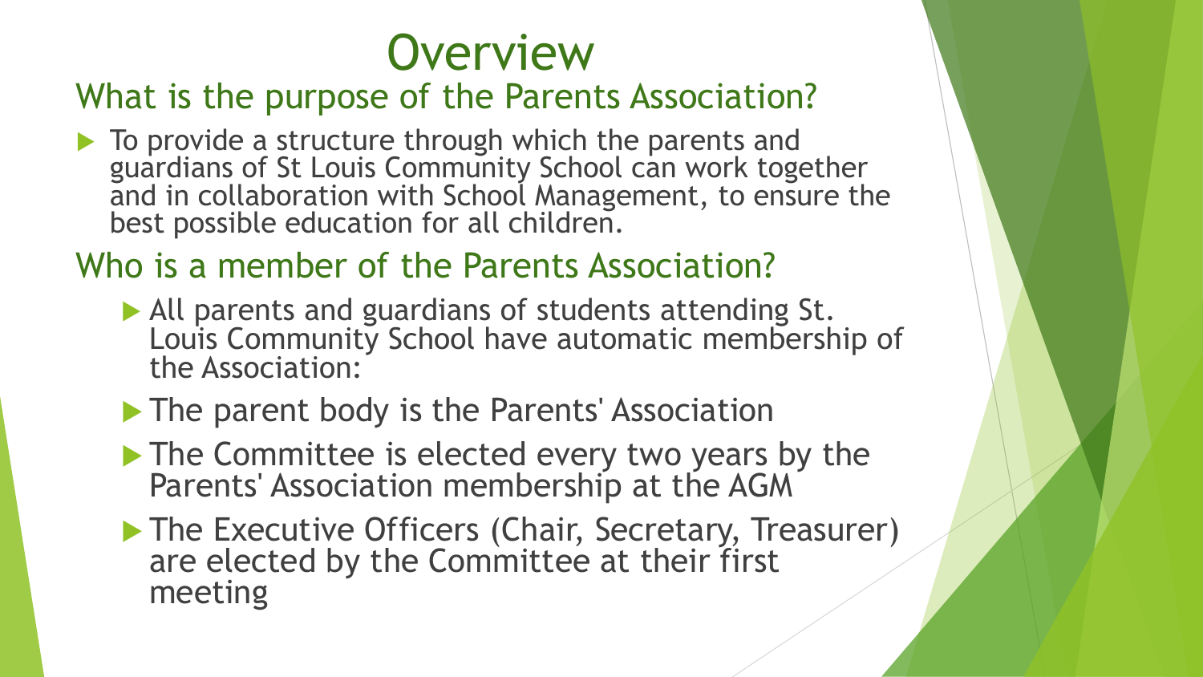# Overview

## What is the purpose of the Parents Association?

- To provide a structure through which the parents and guardians of St Louis Community School can work together and in collaboration with School Management, to ensure the best possible education for all children.

## Who is a member of the Parents Association?

- All parents and guardians of students attending St. Louis Community School have automatic membership of the Association:
- The parent body is the Parents' Association
- The Committee is elected every two years by the Parents' Association membership at the AGM
- The Executive Officers (Chair, Secretary, Treasurer) are elected by the Committee at their first meeting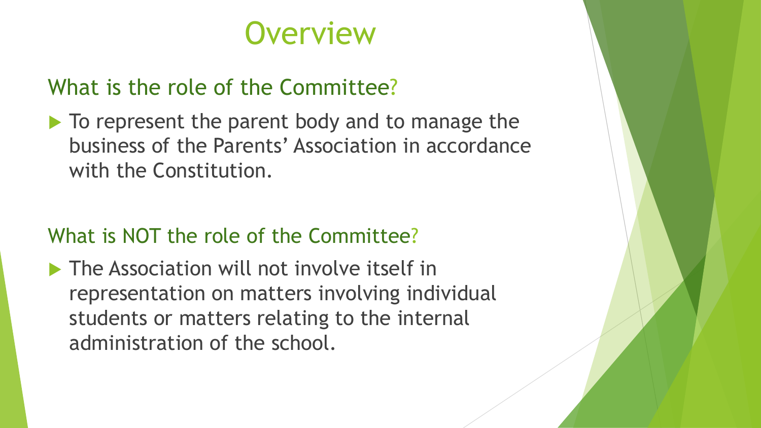# Overview

## What is the role of the Committee?

- To represent the parent body and to manage the business of the Parents' Association in accordance with the Constitution.

## What is NOT the role of the Committee?

- The Association will not involve itself in representation on matters involving individual students or matters relating to the internal administration of the school.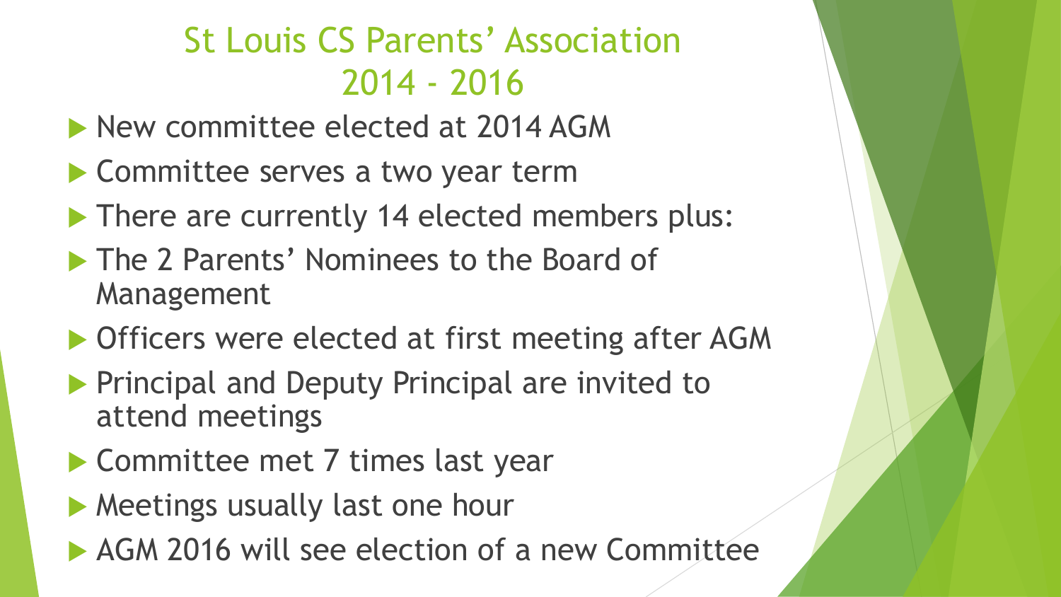# St Louis CS Parents' Association 2014 - 2016

- New committee elected at 2014 AGM
- Committee serves a two year term
- There are currently 14 elected members plus:
- The 2 Parents' Nominees to the Board of Management
- Officers were elected at first meeting after AGM
- Principal and Deputy Principal are invited to attend meetings
- Committee met 7 times last year
- Meetings usually last one hour
- AGM 2016 will see election of a new Committee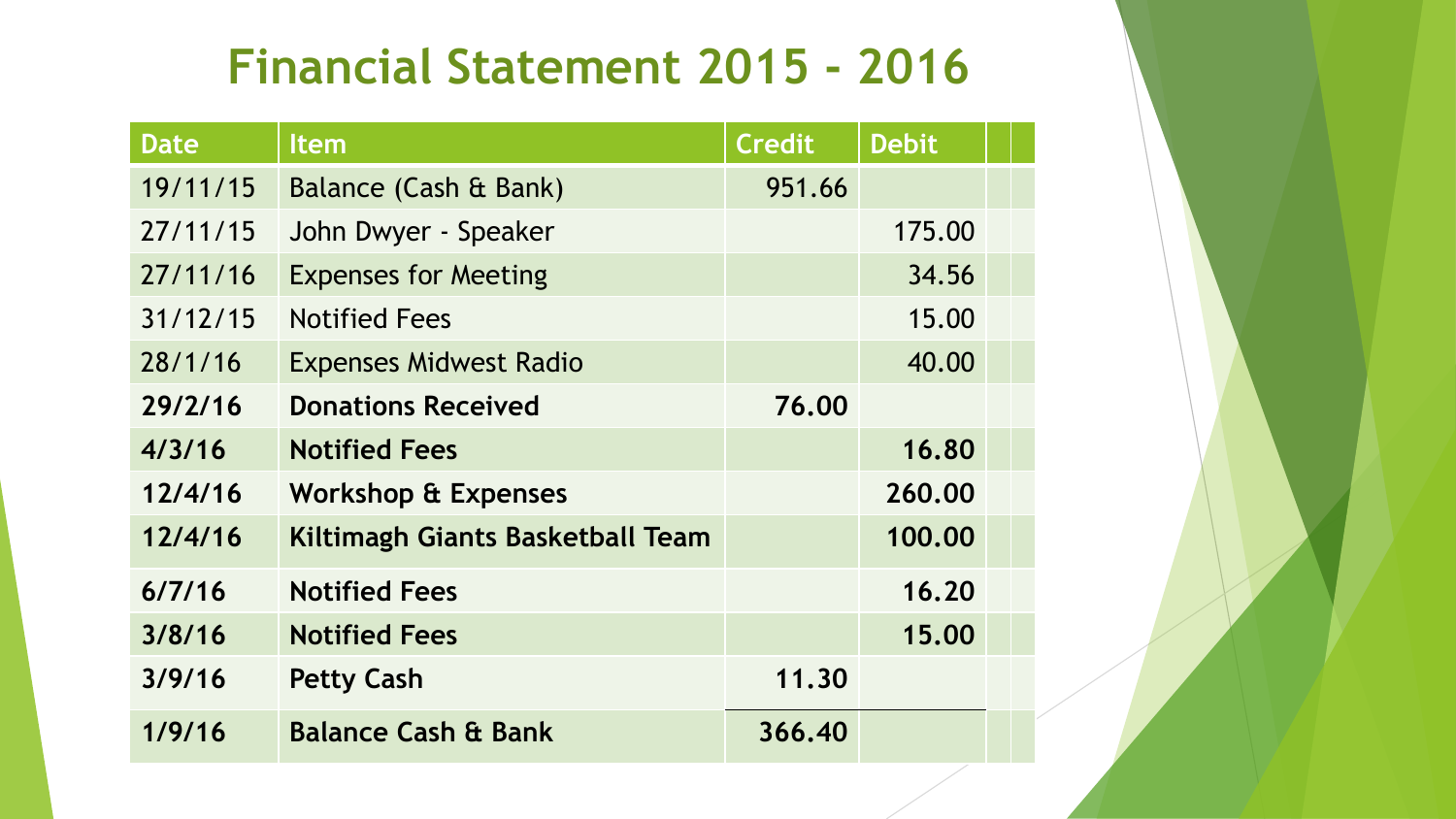# Financial Statement 2015 - 2016

| Date | Item | Credit | Debit |
|---|---|---|---|
| 19/11/15 | Balance (Cash & Bank) | 951.66 | |
| 27/11/15 | John Dwyer - Speaker | | 175.00 |
| 27/11/16 | Expenses for Meeting | | 34.56 |
| 31/12/15 | Notified Fees | | 15.00 |
| 28/1/16 | Expenses Midwest Radio | | 40.00 |
| **29/2/16** | **Donations Received** | **76.00** | |
| **4/3/16** | **Notified Fees** | | **16.80** |
| **12/4/16** | **Workshop & Expenses** | | **260.00** |
| **12/4/16** | **Kiltimagh Giants Basketball Team** | | **100.00** |
| **6/7/16** | **Notified Fees** | | **16.20** |
| **3/8/16** | **Notified Fees** | | **15.00** |
| **3/9/16** | **Petty Cash** | **11.30** | |
| **1/9/16** | **Balance Cash & Bank** | **366.40** | |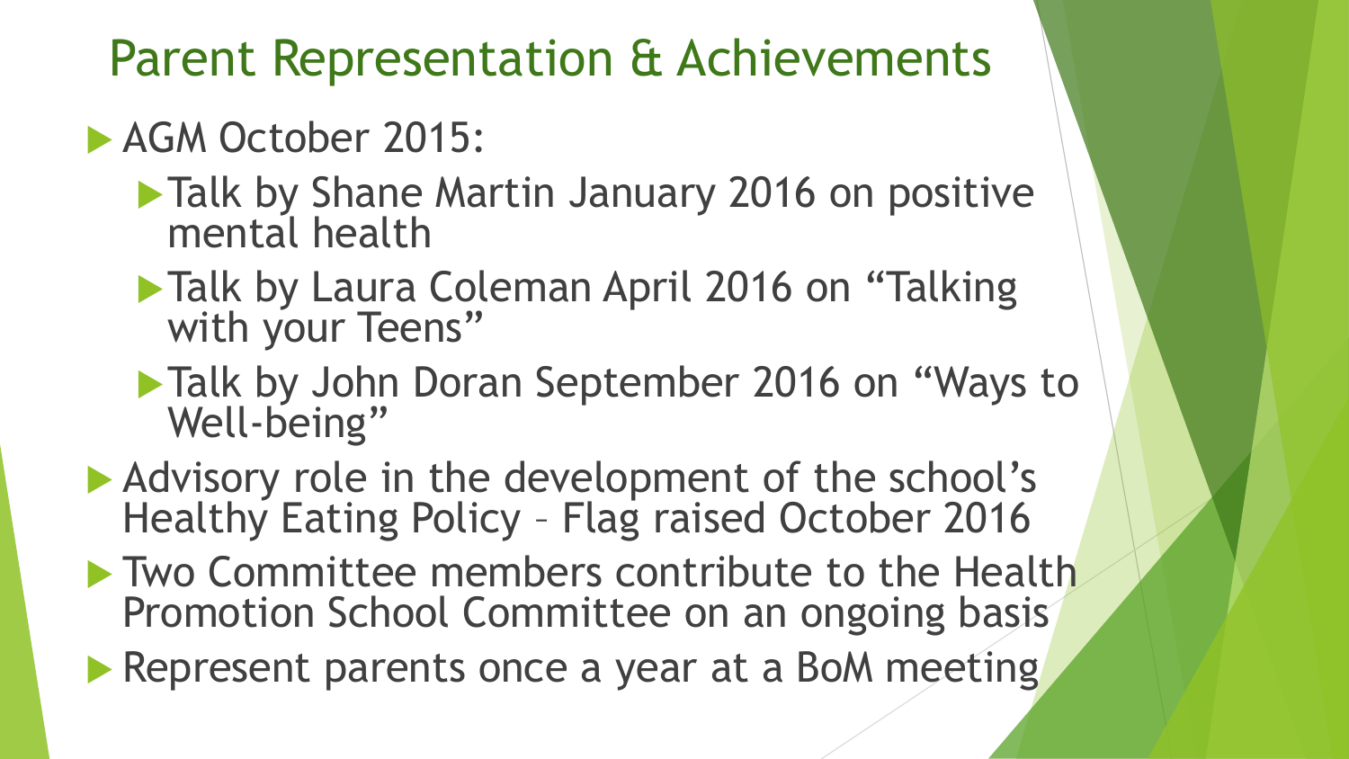# Parent Representation & Achievements

- AGM October 2015:
  - Talk by Shane Martin January 2016 on positive mental health
  - Talk by Laura Coleman April 2016 on "Talking with your Teens"
  - Talk by John Doran September 2016 on "Ways to Well-being"
- Advisory role in the development of the school's Healthy Eating Policy – Flag raised October 2016
- Two Committee members contribute to the Health Promotion School Committee on an ongoing basis
- Represent parents once a year at a BoM meeting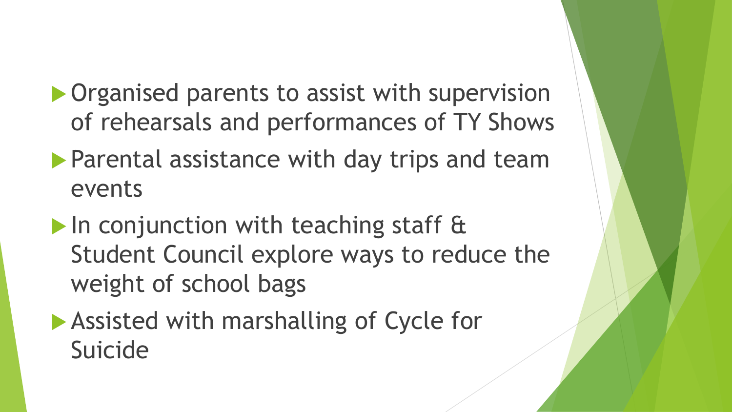- Organised parents to assist with supervision of rehearsals and performances of TY Shows
- Parental assistance with day trips and team events
- In conjunction with teaching staff & Student Council explore ways to reduce the weight of school bags
- Assisted with marshalling of Cycle for Suicide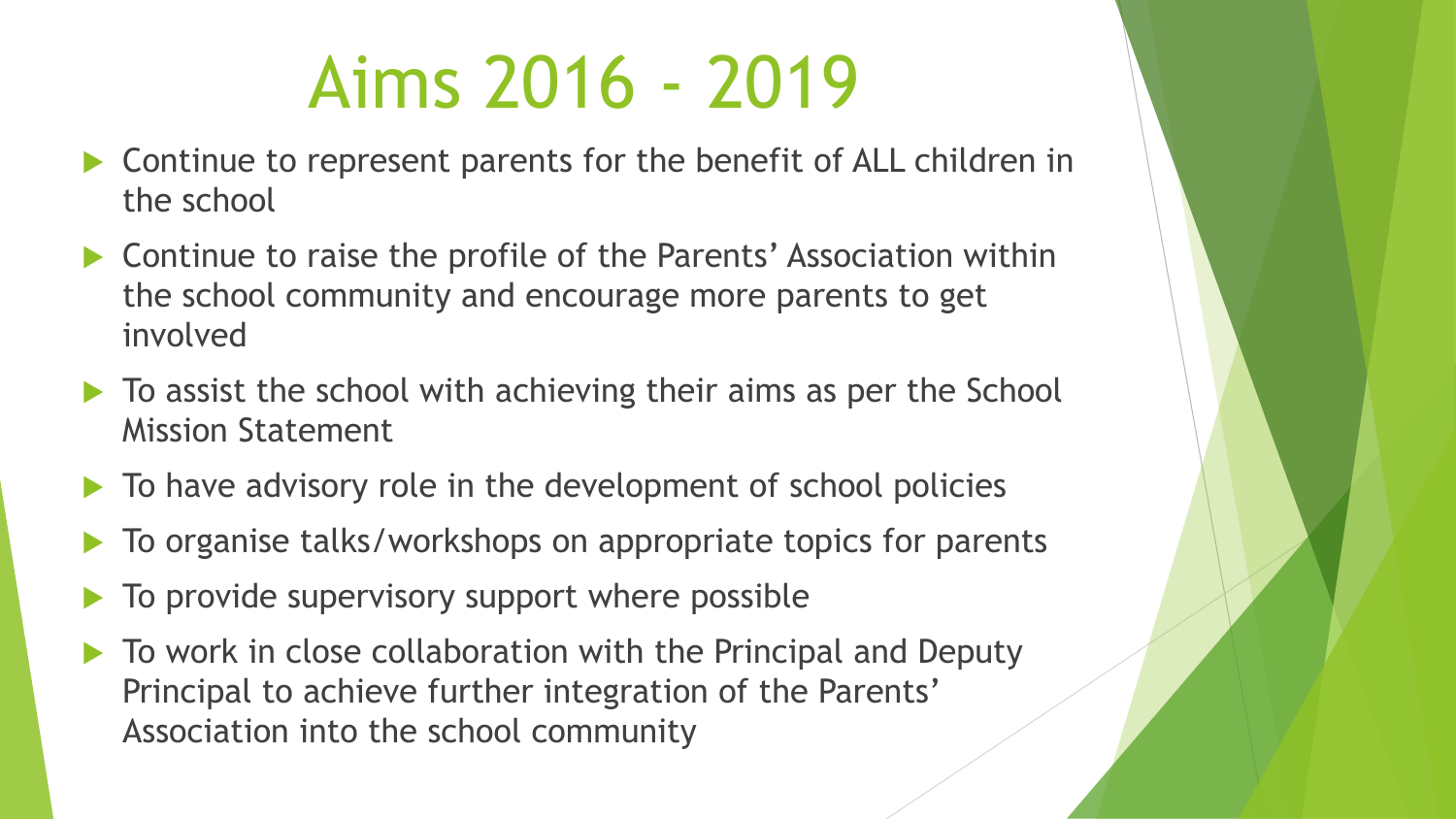# Aims 2016 - 2019

- Continue to represent parents for the benefit of ALL children in the school
- Continue to raise the profile of the Parents' Association within the school community and encourage more parents to get involved
- To assist the school with achieving their aims as per the School Mission Statement
- To have advisory role in the development of school policies
- To organise talks/workshops on appropriate topics for parents
- To provide supervisory support where possible
- To work in close collaboration with the Principal and Deputy Principal to achieve further integration of the Parents' Association into the school community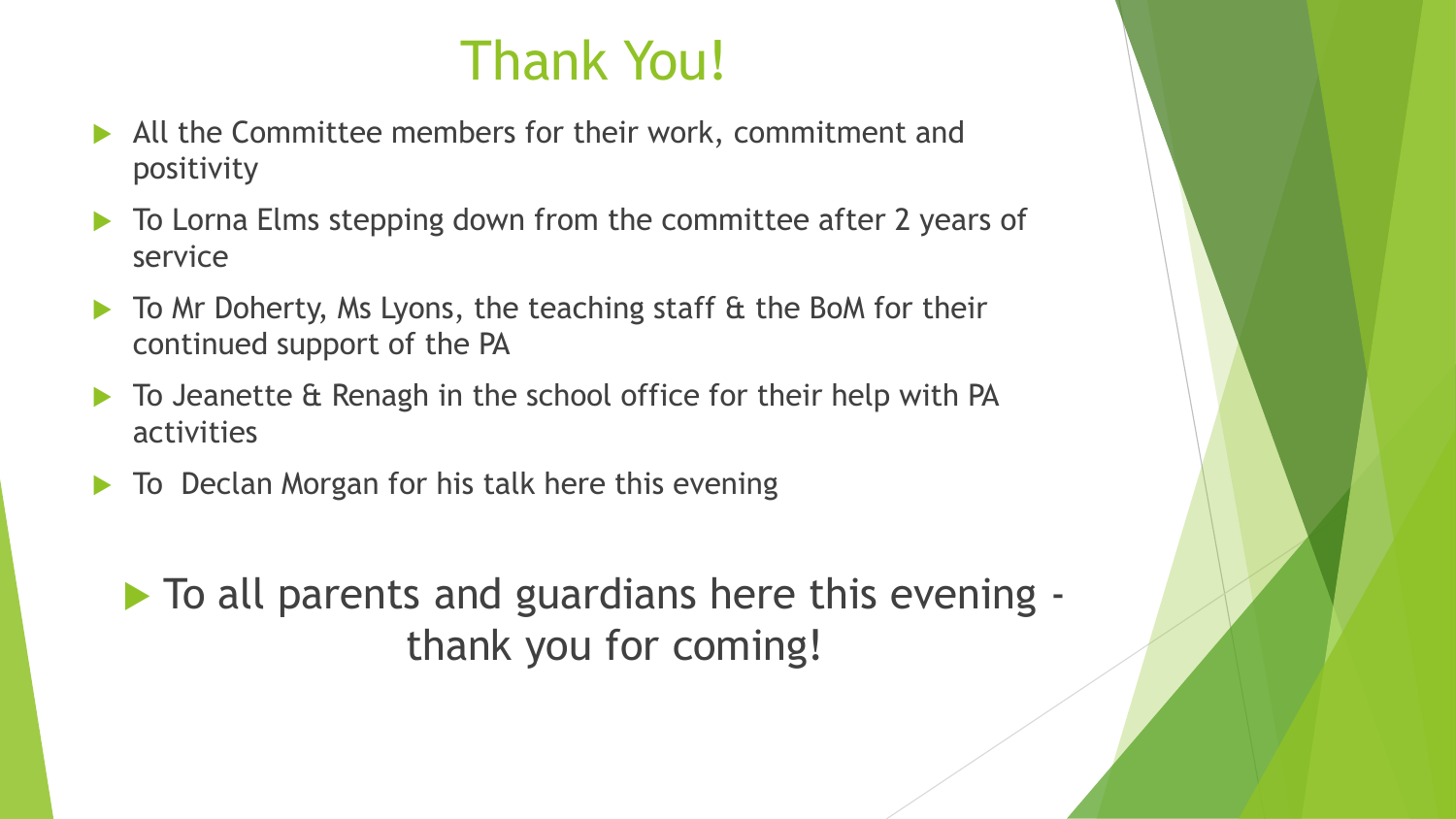# Thank You!

- All the Committee members for their work, commitment and positivity
- To Lorna Elms stepping down from the committee after 2 years of service
- To Mr Doherty, Ms Lyons, the teaching staff & the BoM for their continued support of the PA
- To Jeanette & Renagh in the school office for their help with PA activities
- To Declan Morgan for his talk here this evening

- To all parents and guardians here this evening - thank you for coming!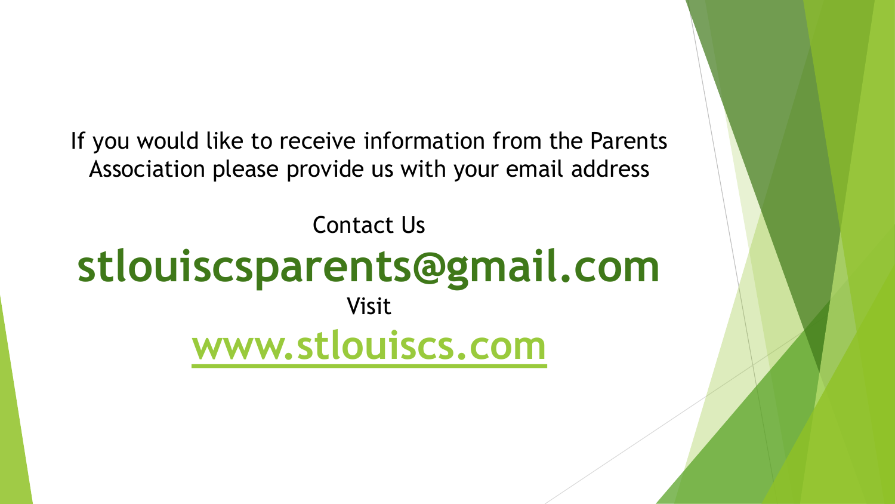If you would like to receive information from the Parents Association please provide us with your email address

Contact Us

**stlouiscsparents@gmail.com**

Visit

**www.stlouiscs.com**